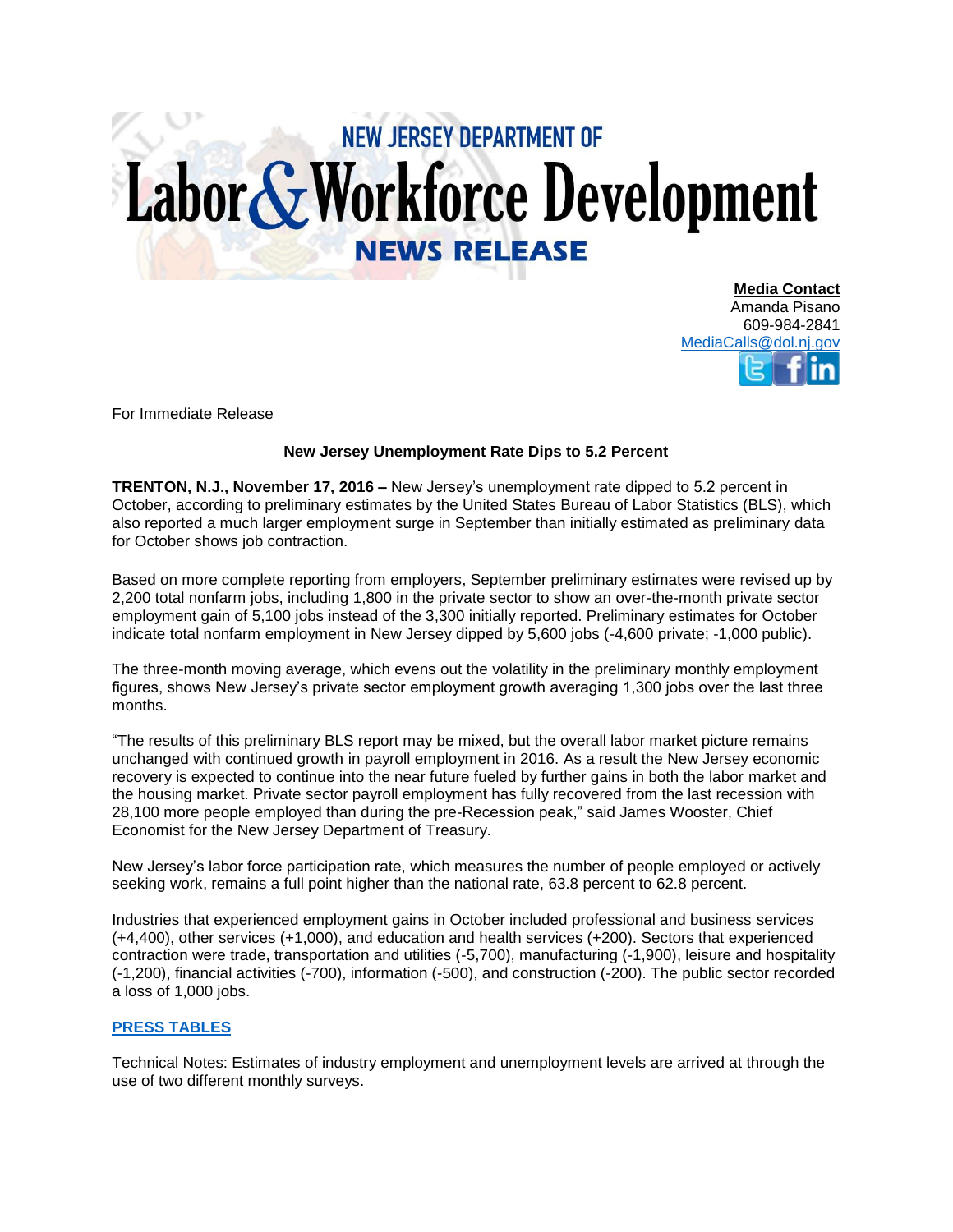NEW JERSEY DEPARTMENT OF

# Labor & Workforce Development

## NEWS RELEASE

**Media Contact**
Amanda Pisano
609-984-2841
MediaCalls@dol.nj.gov

For Immediate Release

**New Jersey Unemployment Rate Dips to 5.2 Percent**

**TRENTON, N.J., November 17, 2016 –** New Jersey's unemployment rate dipped to 5.2 percent in October, according to preliminary estimates by the United States Bureau of Labor Statistics (BLS), which also reported a much larger employment surge in September than initially estimated as preliminary data for October shows job contraction.

Based on more complete reporting from employers, September preliminary estimates were revised up by 2,200 total nonfarm jobs, including 1,800 in the private sector to show an over-the-month private sector employment gain of 5,100 jobs instead of the 3,300 initially reported. Preliminary estimates for October indicate total nonfarm employment in New Jersey dipped by 5,600 jobs (-4,600 private; -1,000 public).

The three-month moving average, which evens out the volatility in the preliminary monthly employment figures, shows New Jersey's private sector employment growth averaging 1,300 jobs over the last three months.

"The results of this preliminary BLS report may be mixed, but the overall labor market picture remains unchanged with continued growth in payroll employment in 2016. As a result the New Jersey economic recovery is expected to continue into the near future fueled by further gains in both the labor market and the housing market. Private sector payroll employment has fully recovered from the last recession with 28,100 more people employed than during the pre-Recession peak," said James Wooster, Chief Economist for the New Jersey Department of Treasury.

New Jersey's labor force participation rate, which measures the number of people employed or actively seeking work, remains a full point higher than the national rate, 63.8 percent to 62.8 percent.

Industries that experienced employment gains in October included professional and business services (+4,400), other services (+1,000), and education and health services (+200). Sectors that experienced contraction were trade, transportation and utilities (-5,700), manufacturing (-1,900), leisure and hospitality (-1,200), financial activities (-700), information (-500), and construction (-200). The public sector recorded a loss of 1,000 jobs.

**PRESS TABLES**

Technical Notes: Estimates of industry employment and unemployment levels are arrived at through the use of two different monthly surveys.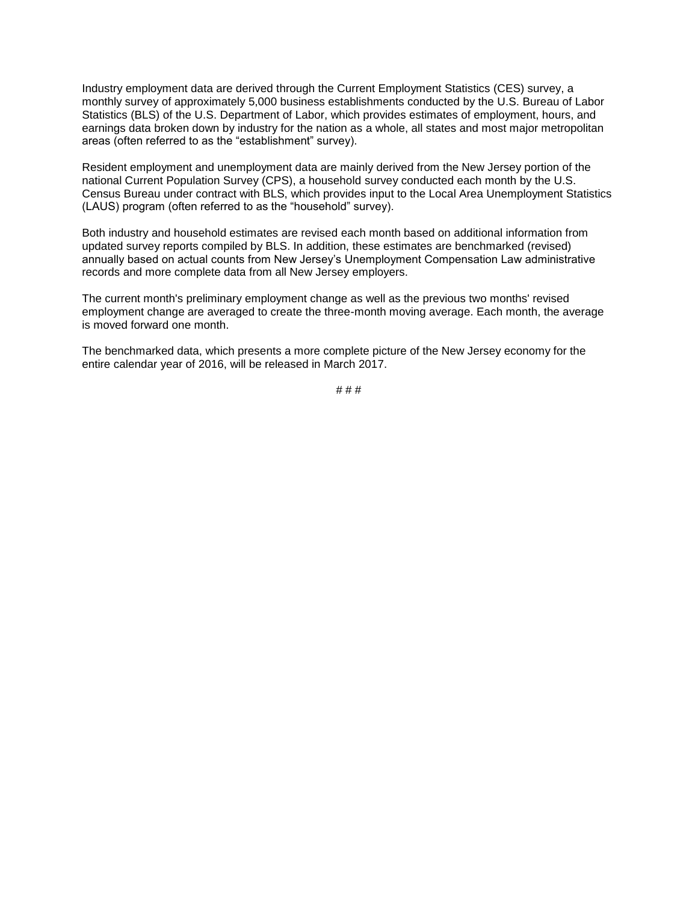Industry employment data are derived through the Current Employment Statistics (CES) survey, a monthly survey of approximately 5,000 business establishments conducted by the U.S. Bureau of Labor Statistics (BLS) of the U.S. Department of Labor, which provides estimates of employment, hours, and earnings data broken down by industry for the nation as a whole, all states and most major metropolitan areas (often referred to as the "establishment" survey).

Resident employment and unemployment data are mainly derived from the New Jersey portion of the national Current Population Survey (CPS), a household survey conducted each month by the U.S. Census Bureau under contract with BLS, which provides input to the Local Area Unemployment Statistics (LAUS) program (often referred to as the "household" survey).

Both industry and household estimates are revised each month based on additional information from updated survey reports compiled by BLS. In addition, these estimates are benchmarked (revised) annually based on actual counts from New Jersey's Unemployment Compensation Law administrative records and more complete data from all New Jersey employers.

The current month's preliminary employment change as well as the previous two months' revised employment change are averaged to create the three-month moving average. Each month, the average is moved forward one month.

The benchmarked data, which presents a more complete picture of the New Jersey economy for the entire calendar year of 2016, will be released in March 2017.

# # #